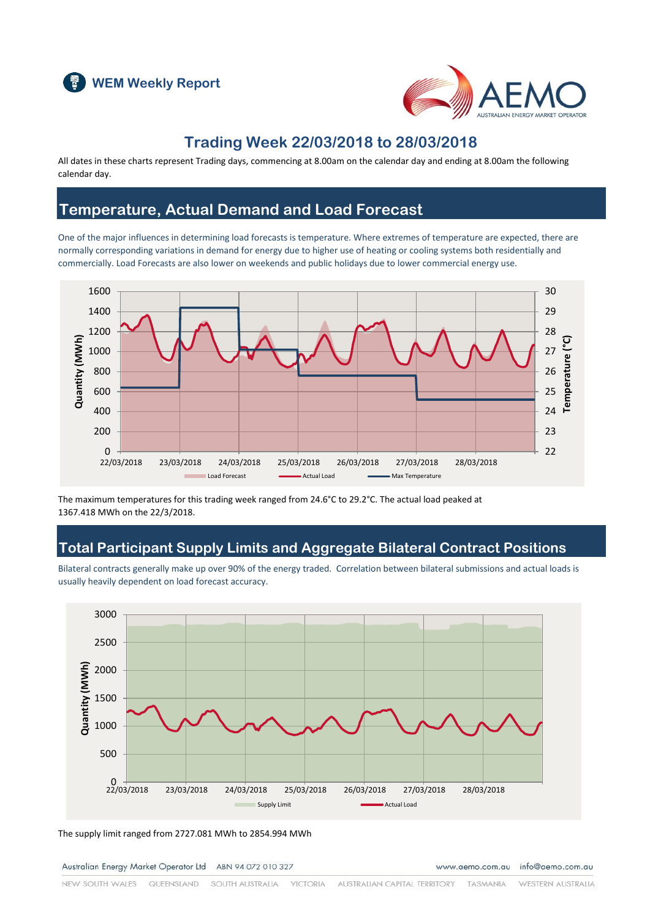WEM Weekly Report

AEMO
AUSTRALIAN ENERGY MARKET OPERATOR

# Trading Week 22/03/2018 to 28/03/2018

All dates in these charts represent Trading days, commencing at 8.00am on the calendar day and ending at 8.00am the following calendar day.

## Temperature, Actual Demand and Load Forecast

One of the major influences in determining load forecasts is temperature. Where extremes of temperature are expected, there are normally corresponding variations in demand for energy due to higher use of heating or cooling systems both residentially and commercially. Load Forecasts are also lower on weekends and public holidays due to lower commercial energy use.

Quantity (MWh)
1600
1400
1200
1000
800
600
400
200
0

Temperature (°C)
30
29
28
27
26
25
24
23
22

22/03/2018 23/03/2018 24/03/2018 25/03/2018 26/03/2018 27/03/2018 28/03/2018

Load Forecast
Actual Load
Max Temperature

The maximum temperatures for this trading week ranged from 24.6°C to 29.2°C. The actual load peaked at 1367.418 MWh on the 22/3/2018.

## Total Participant Supply Limits and Aggregate Bilateral Contract Positions

Bilateral contracts generally make up over 90% of the energy traded. Correlation between bilateral submissions and actual loads is usually heavily dependent on load forecast accuracy.

Quantity (MWh)
3000
2500
2000
1500
1000
500
0

22/03/2018 23/03/2018 24/03/2018 25/03/2018 26/03/2018 27/03/2018 28/03/2018

Supply Limit
Actual Load

The supply limit ranged from 2727.081 MWh to 2854.994 MWh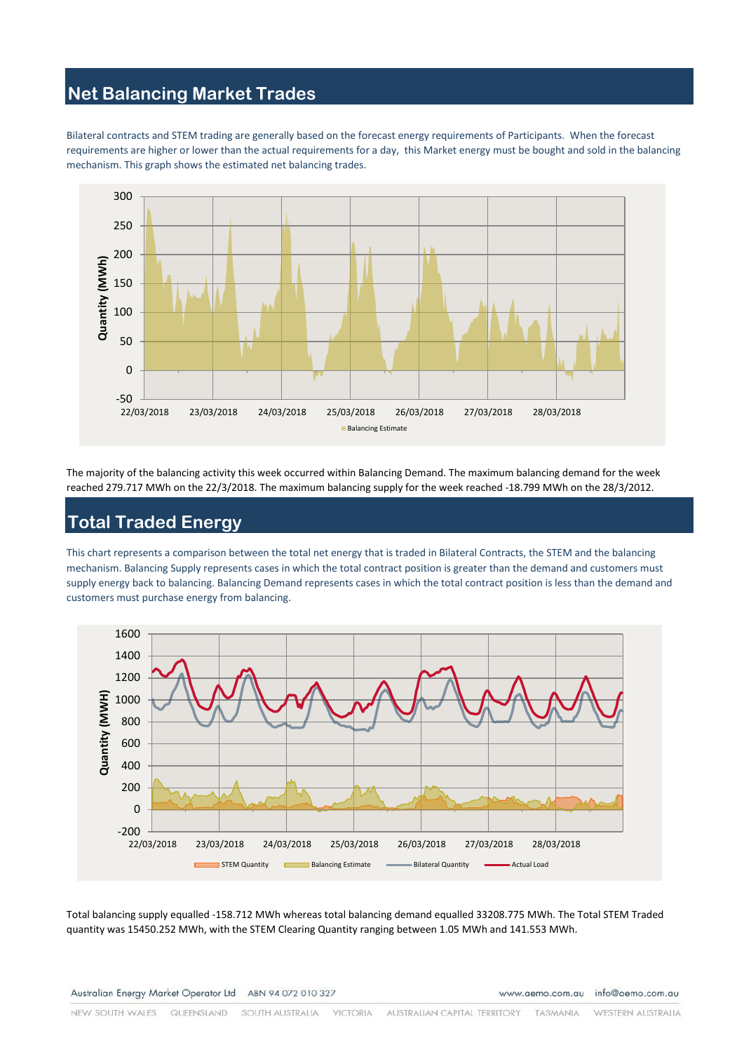## Net Balancing Market Trades

Bilateral contracts and STEM trading are generally based on the forecast energy requirements of Participants. When the forecast requirements are higher or lower than the actual requirements for a day, this Market energy must be bought and sold in the balancing mechanism. This graph shows the estimated net balancing trades.

Quantity (MWh)

300
250
200
150
100
50
0
-50

22/03/2018 23/03/2018 24/03/2018 25/03/2018 26/03/2018 27/03/2018 28/03/2018

Balancing Estimate

The majority of the balancing activity this week occurred within Balancing Demand. The maximum balancing demand for the week reached 279.717 MWh on the 22/3/2018. The maximum balancing supply for the week reached -18.799 MWh on the 28/3/2012.

## Total Traded Energy

This chart represents a comparison between the total net energy that is traded in Bilateral Contracts, the STEM and the balancing mechanism. Balancing Supply represents cases in which the total contract position is greater than the demand and customers must supply energy back to balancing. Balancing Demand represents cases in which the total contract position is less than the demand and customers must purchase energy from balancing.

Quantity (MWH)

1600
1400
1200
1000
800
600
400
200
0
-200

22/03/2018 23/03/2018 24/03/2018 25/03/2018 26/03/2018 27/03/2018 28/03/2018

STEM Quantity
Balancing Estimate
Bilateral Quantity
Actual Load

Total balancing supply equalled -158.712 MWh whereas total balancing demand equalled 33208.775 MWh. The Total STEM Traded quantity was 15450.252 MWh, with the STEM Clearing Quantity ranging between 1.05 MWh and 141.553 MWh.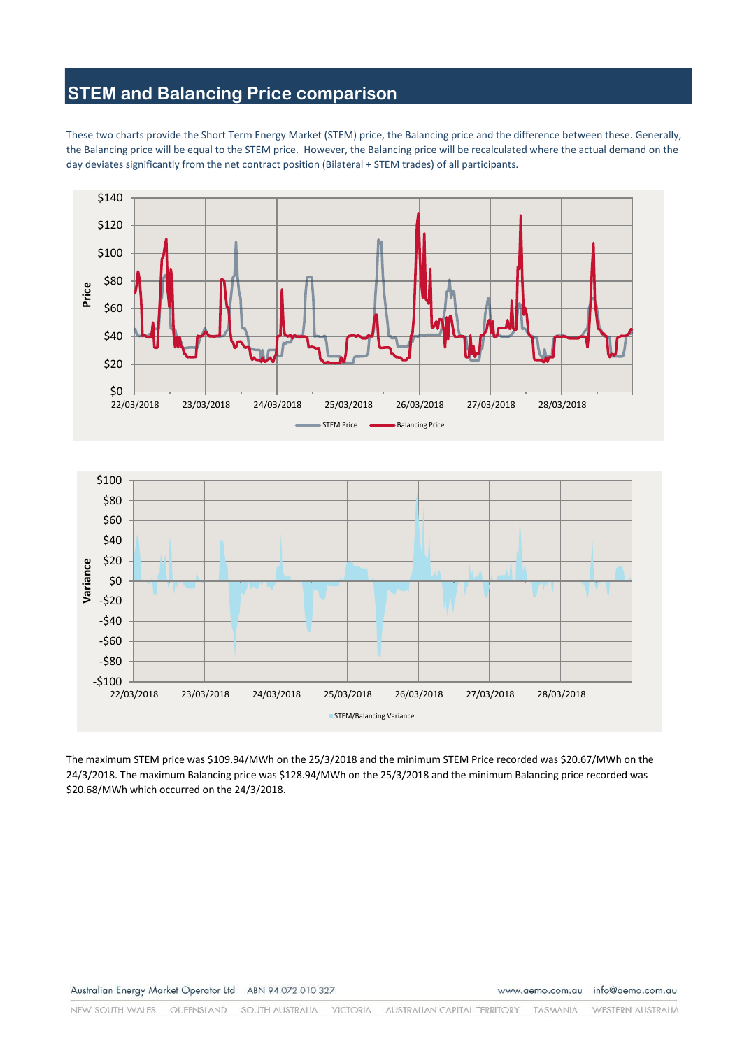## STEM and Balancing Price comparison

These two charts provide the Short Term Energy Market (STEM) price, the Balancing price and the difference between these. Generally, the Balancing price will be equal to the STEM price. However, the Balancing price will be recalculated where the actual demand on the day deviates significantly from the net contract position (Bilateral + STEM trades) of all participants.

Price

$140
$120
$100
$80
$60
$40
$20
$0

22/03/2018 23/03/2018 24/03/2018 25/03/2018 26/03/2018 27/03/2018 28/03/2018

STEM Price Balancing Price

Variance

$100
$80
$60
$40
$20
$0
-$20
-$40
-$60
-$80
-$100

22/03/2018 23/03/2018 24/03/2018 25/03/2018 26/03/2018 27/03/2018 28/03/2018

STEM/Balancing Variance

The maximum STEM price was $109.94/MWh on the 25/3/2018 and the minimum STEM Price recorded was $20.67/MWh on the 24/3/2018. The maximum Balancing price was $128.94/MWh on the 25/3/2018 and the minimum Balancing price recorded was $20.68/MWh which occurred on the 24/3/2018.